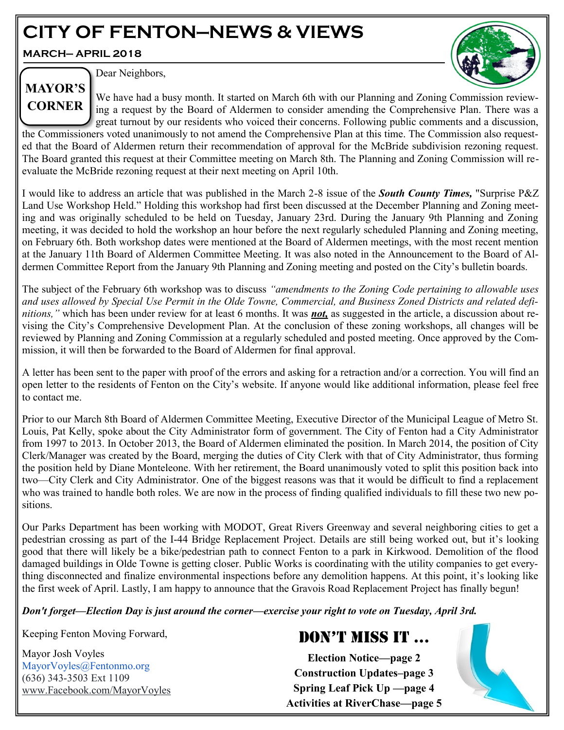# CITY OF FENTON—NEWS & VIEWS

**MARCH– APRIL 2018**

## MAYOR'S CORNER

Dear Neighbors,

We have had a busy month. It started on March 6th with our Planning and Zoning Commission reviewing a request by the Board of Aldermen to consider amending the Comprehensive Plan. There was a great turnout by our residents who voiced their concerns. Following public comments and a discussion, the Commissioners voted unanimously to not amend the Comprehensive Plan at this time. The Commission also requested that the Board of Aldermen return their recommendation of approval for the McBride subdivision rezoning request. The Board granted this request at their Committee meeting on March 8th. The Planning and Zoning Commission will re-evaluate the McBride rezoning request at their next meeting on April 10th.

I would like to address an article that was published in the March 2-8 issue of the ***South County Times,*** "Surprise P&Z Land Use Workshop Held." Holding this workshop had first been discussed at the December Planning and Zoning meeting and was originally scheduled to be held on Tuesday, January 23rd. During the January 9th Planning and Zoning meeting, it was decided to hold the workshop an hour before the next regularly scheduled Planning and Zoning meeting, on February 6th. Both workshop dates were mentioned at the Board of Aldermen meetings, with the most recent mention at the January 11th Board of Aldermen Committee Meeting. It was also noted in the Announcement to the Board of Aldermen Committee Report from the January 9th Planning and Zoning meeting and posted on the City's bulletin boards.

The subject of the February 6th workshop was to discuss *"amendments to the Zoning Code pertaining to allowable uses and uses allowed by Special Use Permit in the Olde Towne, Commercial, and Business Zoned Districts and related definitions,"* which has been under review for at least 6 months. It was ***<u>not,</u>*** as suggested in the article, a discussion about revising the City's Comprehensive Development Plan. At the conclusion of these zoning workshops, all changes will be reviewed by Planning and Zoning Commission at a regularly scheduled and posted meeting. Once approved by the Commission, it will then be forwarded to the Board of Aldermen for final approval.

A letter has been sent to the paper with proof of the errors and asking for a retraction and/or a correction. You will find an open letter to the residents of Fenton on the City's website. If anyone would like additional information, please feel free to contact me.

Prior to our March 8th Board of Aldermen Committee Meeting, Executive Director of the Municipal League of Metro St. Louis, Pat Kelly, spoke about the City Administrator form of government. The City of Fenton had a City Administrator from 1997 to 2013. In October 2013, the Board of Aldermen eliminated the position. In March 2014, the position of City Clerk/Manager was created by the Board, merging the duties of City Clerk with that of City Administrator, thus forming the position held by Diane Monteleone. With her retirement, the Board unanimously voted to split this position back into two—City Clerk and City Administrator. One of the biggest reasons was that it would be difficult to find a replacement who was trained to handle both roles. We are now in the process of finding qualified individuals to fill these two new positions.

Our Parks Department has been working with MODOT, Great Rivers Greenway and several neighboring cities to get a pedestrian crossing as part of the I-44 Bridge Replacement Project. Details are still being worked out, but it's looking good that there will likely be a bike/pedestrian path to connect Fenton to a park in Kirkwood. Demolition of the flood damaged buildings in Olde Towne is getting closer. Public Works is coordinating with the utility companies to get everything disconnected and finalize environmental inspections before any demolition happens. At this point, it's looking like the first week of April. Lastly, I am happy to announce that the Gravois Road Replacement Project has finally begun!

***Don't forget—Election Day is just around the corner—exercise your right to vote on Tuesday, April 3rd.***

Keeping Fenton Moving Forward,

Mayor Josh Voyles
MayorVoyles@Fentonmo.org
(636) 343-3503 Ext 1109
www.Facebook.com/MayorVoyles

## DON'T MISS IT ...

**Election Notice—page 2**
**Construction Updates–page 3**
**Spring Leaf Pick Up —page 4**
**Activities at RiverChase—page 5**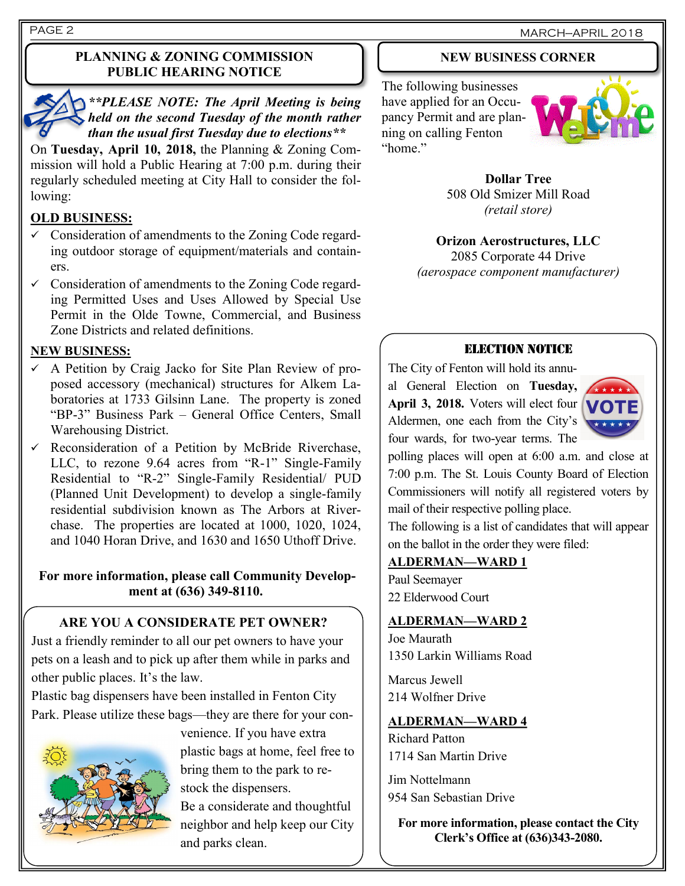## PLANNING & ZONING COMMISSION PUBLIC HEARING NOTICE

***\*\*PLEASE NOTE: The April Meeting is being held on the second Tuesday of the month rather than the usual first Tuesday due to elections\*\****

On **Tuesday, April 10, 2018,** the Planning & Zoning Commission will hold a Public Hearing at 7:00 p.m. during their regularly scheduled meeting at City Hall to consider the following:

**OLD BUSINESS:**

- ✓ Consideration of amendments to the Zoning Code regarding outdoor storage of equipment/materials and containers.
- ✓ Consideration of amendments to the Zoning Code regarding Permitted Uses and Uses Allowed by Special Use Permit in the Olde Towne, Commercial, and Business Zone Districts and related definitions.

**NEW BUSINESS:**

- ✓ A Petition by Craig Jacko for Site Plan Review of proposed accessory (mechanical) structures for Alkem Laboratories at 1733 Gilsinn Lane. The property is zoned "BP-3" Business Park – General Office Centers, Small Warehousing District.
- ✓ Reconsideration of a Petition by McBride Riverchase, LLC, to rezone 9.64 acres from "R-1" Single-Family Residential to "R-2" Single-Family Residential/ PUD (Planned Unit Development) to develop a single-family residential subdivision known as The Arbors at Riverchase. The properties are located at 1000, 1020, 1024, and 1040 Horan Drive, and 1630 and 1650 Uthoff Drive.

**For more information, please call Community Development at (636) 349-8110.**

## ARE YOU A CONSIDERATE PET OWNER?

Just a friendly reminder to all our pet owners to have your pets on a leash and to pick up after them while in parks and other public places. It's the law.

Plastic bag dispensers have been installed in Fenton City Park. Please utilize these bags—they are there for your convenience. If you have extra plastic bags at home, feel free to bring them to the park to restock the dispensers.

Be a considerate and thoughtful neighbor and help keep our City and parks clean.

## NEW BUSINESS CORNER

The following businesses have applied for an Occupancy Permit and are planning on calling Fenton "home."

**Dollar Tree**
508 Old Smizer Mill Road
*(retail store)*

**Orizon Aerostructures, LLC**
2085 Corporate 44 Drive
*(aerospace component manufacturer)*

## ELECTION NOTICE

The City of Fenton will hold its annual General Election on **Tuesday, April 3, 2018.** Voters will elect four Aldermen, one each from the City's four wards, for two-year terms. The polling places will open at 6:00 a.m. and close at 7:00 p.m. The St. Louis County Board of Election Commissioners will notify all registered voters by mail of their respective polling place.

The following is a list of candidates that will appear on the ballot in the order they were filed:

**ALDERMAN—WARD 1**

Paul Seemayer
22 Elderwood Court

**ALDERMAN—WARD 2**

Joe Maurath
1350 Larkin Williams Road

Marcus Jewell
214 Wolfner Drive

**ALDERMAN—WARD 4**

Richard Patton
1714 San Martin Drive

Jim Nottelmann
954 San Sebastian Drive

**For more information, please contact the City Clerk's Office at (636)343-2080.**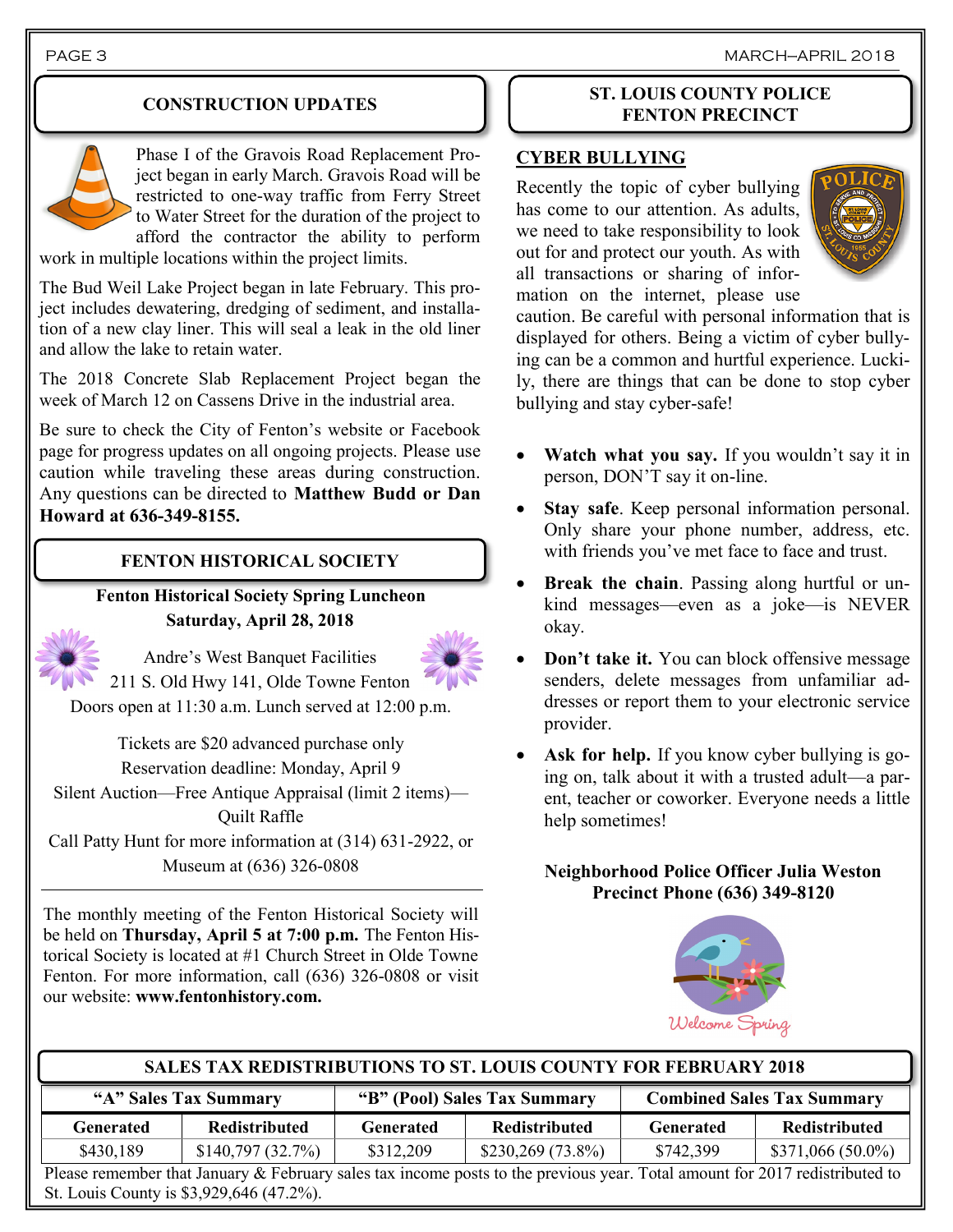## CONSTRUCTION UPDATES

Phase I of the Gravois Road Replacement Project began in early March. Gravois Road will be restricted to one-way traffic from Ferry Street to Water Street for the duration of the project to afford the contractor the ability to perform work in multiple locations within the project limits.

The Bud Weil Lake Project began in late February. This project includes dewatering, dredging of sediment, and installation of a new clay liner. This will seal a leak in the old liner and allow the lake to retain water.

The 2018 Concrete Slab Replacement Project began the week of March 12 on Cassens Drive in the industrial area.

Be sure to check the City of Fenton's website or Facebook page for progress updates on all ongoing projects. Please use caution while traveling these areas during construction. Any questions can be directed to **Matthew Budd or Dan Howard at 636-349-8155.**

## FENTON HISTORICAL SOCIETY

**Fenton Historical Society Spring Luncheon**
**Saturday, April 28, 2018**

Andre's West Banquet Facilities
211 S. Old Hwy 141, Olde Towne Fenton
Doors open at 11:30 a.m. Lunch served at 12:00 p.m.

Tickets are $20 advanced purchase only
Reservation deadline: Monday, April 9
Silent Auction—Free Antique Appraisal (limit 2 items)—Quilt Raffle
Call Patty Hunt for more information at (314) 631-2922, or Museum at (636) 326-0808

---

The monthly meeting of the Fenton Historical Society will be held on **Thursday, April 5 at 7:00 p.m.** The Fenton Historical Society is located at #1 Church Street in Olde Towne Fenton. For more information, call (636) 326-0808 or visit our website: **www.fentonhistory.com.**

## ST. LOUIS COUNTY POLICE FENTON PRECINCT

### CYBER BULLYING

Recently the topic of cyber bullying has come to our attention. As adults, we need to take responsibility to look out for and protect our youth. As with all transactions or sharing of information on the internet, please use caution. Be careful with personal information that is displayed for others. Being a victim of cyber bullying can be a common and hurtful experience. Luckily, there are things that can be done to stop cyber bullying and stay cyber-safe!

- **Watch what you say.** If you wouldn't say it in person, DON'T say it on-line.
- **Stay safe**. Keep personal information personal. Only share your phone number, address, etc. with friends you've met face to face and trust.
- **Break the chain**. Passing along hurtful or unkind messages—even as a joke—is NEVER okay.
- **Don't take it.** You can block offensive message senders, delete messages from unfamiliar addresses or report them to your electronic service provider.
- **Ask for help.** If you know cyber bullying is going on, talk about it with a trusted adult—a parent, teacher or coworker. Everyone needs a little help sometimes!

**Neighborhood Police Officer Julia Weston**
**Precinct Phone (636) 349-8120**

Welcome Spring

## SALES TAX REDISTRIBUTIONS TO ST. LOUIS COUNTY FOR FEBRUARY 2018

| "A" Sales Tax Summary | | "B" (Pool) Sales Tax Summary | | Combined Sales Tax Summary | |
|---|---|---|---|---|---|
| **Generated** | **Redistributed** | **Generated** | **Redistributed** | **Generated** | **Redistributed** |
| $430,189 | $140,797 (32.7%) | $312,209 | $230,269 (73.8%) | $742,399 | $371,066 (50.0%) |

Please remember that January & February sales tax income posts to the previous year. Total amount for 2017 redistributed to St. Louis County is $3,929,646 (47.2%).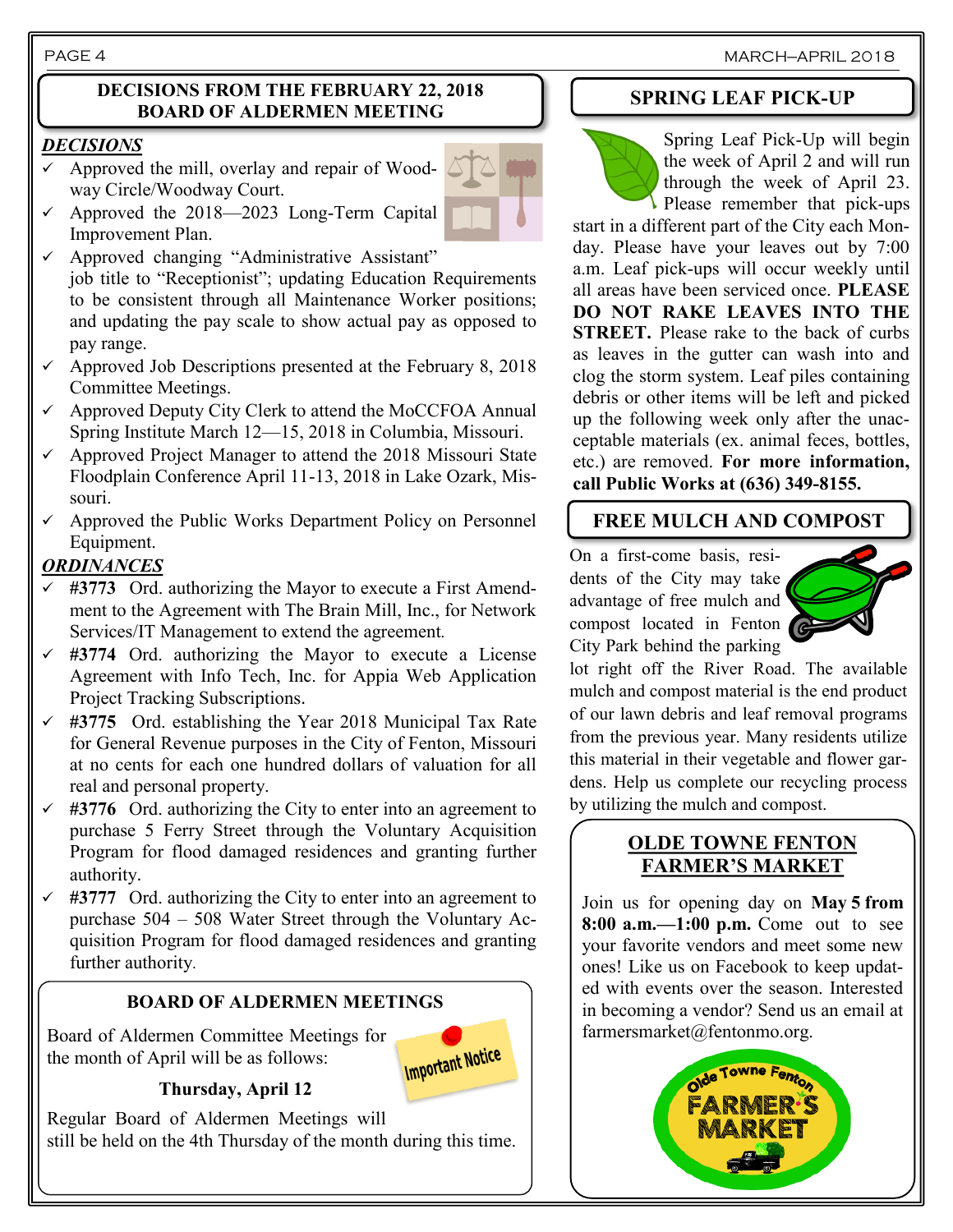## DECISIONS FROM THE FEBRUARY 22, 2018 BOARD OF ALDERMEN MEETING

***DECISIONS***

- ✓ Approved the mill, overlay and repair of Woodway Circle/Woodway Court.
- ✓ Approved the 2018—2023 Long-Term Capital Improvement Plan.
- ✓ Approved changing "Administrative Assistant" job title to "Receptionist"; updating Education Requirements to be consistent through all Maintenance Worker positions; and updating the pay scale to show actual pay as opposed to pay range.
- ✓ Approved Job Descriptions presented at the February 8, 2018 Committee Meetings.
- ✓ Approved Deputy City Clerk to attend the MoCCFOA Annual Spring Institute March 12—15, 2018 in Columbia, Missouri.
- ✓ Approved Project Manager to attend the 2018 Missouri State Floodplain Conference April 11-13, 2018 in Lake Ozark, Missouri.
- ✓ Approved the Public Works Department Policy on Personnel Equipment.

***ORDINANCES***

- ✓ **#3773** Ord. authorizing the Mayor to execute a First Amendment to the Agreement with The Brain Mill, Inc., for Network Services/IT Management to extend the agreement.
- ✓ **#3774** Ord. authorizing the Mayor to execute a License Agreement with Info Tech, Inc. for Appia Web Application Project Tracking Subscriptions.
- ✓ **#3775** Ord. establishing the Year 2018 Municipal Tax Rate for General Revenue purposes in the City of Fenton, Missouri at no cents for each one hundred dollars of valuation for all real and personal property.
- ✓ **#3776** Ord. authorizing the City to enter into an agreement to purchase 5 Ferry Street through the Voluntary Acquisition Program for flood damaged residences and granting further authority.
- ✓ **#3777** Ord. authorizing the City to enter into an agreement to purchase 504 – 508 Water Street through the Voluntary Acquisition Program for flood damaged residences and granting further authority.

## BOARD OF ALDERMEN MEETINGS

Board of Aldermen Committee Meetings for the month of April will be as follows:

**Thursday, April 12**

Regular Board of Aldermen Meetings will still be held on the 4th Thursday of the month during this time.

## SPRING LEAF PICK-UP

Spring Leaf Pick-Up will begin the week of April 2 and will run through the week of April 23. Please remember that pick-ups start in a different part of the City each Monday. Please have your leaves out by 7:00 a.m. Leaf pick-ups will occur weekly until all areas have been serviced once. **PLEASE DO NOT RAKE LEAVES INTO THE STREET.** Please rake to the back of curbs as leaves in the gutter can wash into and clog the storm system. Leaf piles containing debris or other items will be left and picked up the following week only after the unacceptable materials (ex. animal feces, bottles, etc.) are removed. **For more information, call Public Works at (636) 349-8155.**

## FREE MULCH AND COMPOST

On a first-come basis, residents of the City may take advantage of free mulch and compost located in Fenton City Park behind the parking lot right off the River Road. The available mulch and compost material is the end product of our lawn debris and leaf removal programs from the previous year. Many residents utilize this material in their vegetable and flower gardens. Help us complete our recycling process by utilizing the mulch and compost.

## OLDE TOWNE FENTON FARMER'S MARKET

Join us for opening day on **May 5 from 8:00 a.m.—1:00 p.m.** Come out to see your favorite vendors and meet some new ones! Like us on Facebook to keep updated with events over the season. Interested in becoming a vendor? Send us an email at farmersmarket@fentonmo.org.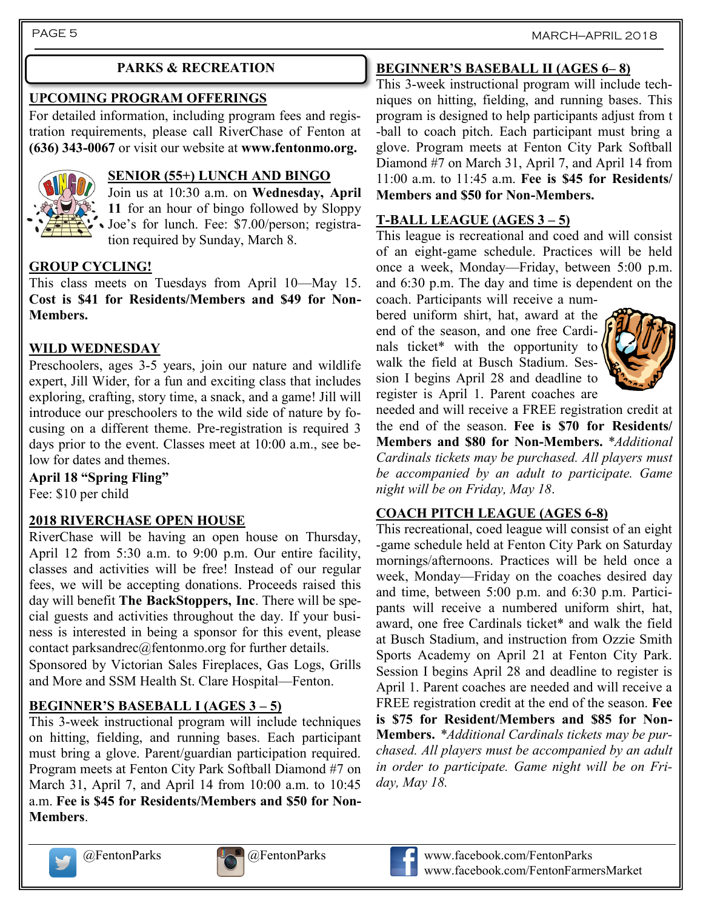## PARKS & RECREATION

### UPCOMING PROGRAM OFFERINGS

For detailed information, including program fees and registration requirements, please call RiverChase of Fenton at **(636) 343-0067** or visit our website at **www.fentonmo.org.**

### SENIOR (55+) LUNCH AND BINGO

Join us at 10:30 a.m. on **Wednesday, April 11** for an hour of bingo followed by Sloppy Joe's for lunch. Fee: $7.00/person; registration required by Sunday, March 8.

### GROUP CYCLING!

This class meets on Tuesdays from April 10—May 15. **Cost is $41 for Residents/Members and $49 for Non-Members.**

### WILD WEDNESDAY

Preschoolers, ages 3-5 years, join our nature and wildlife expert, Jill Wider, for a fun and exciting class that includes exploring, crafting, story time, a snack, and a game! Jill will introduce our preschoolers to the wild side of nature by focusing on a different theme. Pre-registration is required 3 days prior to the event. Classes meet at 10:00 a.m., see below for dates and themes.

**April 18 "Spring Fling"**
Fee: $10 per child

### 2018 RIVERCHASE OPEN HOUSE

RiverChase will be having an open house on Thursday, April 12 from 5:30 a.m. to 9:00 p.m. Our entire facility, classes and activities will be free! Instead of our regular fees, we will be accepting donations. Proceeds raised this day will benefit **The BackStoppers, Inc**. There will be special guests and activities throughout the day. If your business is interested in being a sponsor for this event, please contact parksandrec@fentonmo.org for further details.

Sponsored by Victorian Sales Fireplaces, Gas Logs, Grills and More and SSM Health St. Clare Hospital—Fenton.

### BEGINNER'S BASEBALL I (AGES 3 – 5)

This 3-week instructional program will include techniques on hitting, fielding, and running bases. Each participant must bring a glove. Parent/guardian participation required. Program meets at Fenton City Park Softball Diamond #7 on March 31, April 7, and April 14 from 10:00 a.m. to 10:45 a.m. **Fee is $45 for Residents/Members and $50 for Non-Members**.

### BEGINNER'S BASEBALL II (AGES 6– 8)

This 3-week instructional program will include techniques on hitting, fielding, and running bases. This program is designed to help participants adjust from t-ball to coach pitch. Each participant must bring a glove. Program meets at Fenton City Park Softball Diamond #7 on March 31, April 7, and April 14 from 11:00 a.m. to 11:45 a.m. **Fee is $45 for Residents/ Members and $50 for Non-Members.**

### T-BALL LEAGUE (AGES 3 – 5)

This league is recreational and coed and will consist of an eight-game schedule. Practices will be held once a week, Monday—Friday, between 5:00 p.m. and 6:30 p.m. The day and time is dependent on the coach. Participants will receive a numbered uniform shirt, hat, award at the end of the season, and one free Cardinals ticket* with the opportunity to walk the field at Busch Stadium. Session I begins April 28 and deadline to register is April 1. Parent coaches are needed and will receive a FREE registration credit at the end of the season. **Fee is $70 for Residents/ Members and $80 for Non-Members.** *\*Additional Cardinals tickets may be purchased. All players must be accompanied by an adult to participate. Game night will be on Friday, May 18*.

### COACH PITCH LEAGUE (AGES 6-8)

This recreational, coed league will consist of an eight-game schedule held at Fenton City Park on Saturday mornings/afternoons. Practices will be held once a week, Monday—Friday on the coaches desired day and time, between 5:00 p.m. and 6:30 p.m. Participants will receive a numbered uniform shirt, hat, award, one free Cardinals ticket* and walk the field at Busch Stadium, and instruction from Ozzie Smith Sports Academy on April 21 at Fenton City Park. Session I begins April 28 and deadline to register is April 1. Parent coaches are needed and will receive a FREE registration credit at the end of the season. **Fee is $75 for Resident/Members and $85 for Non-Members.** *\*Additional Cardinals tickets may be purchased. All players must be accompanied by an adult in order to participate. Game night will be on Friday, May 18.*

@FentonParks @FentonParks www.facebook.com/FentonParks www.facebook.com/FentonFarmersMarket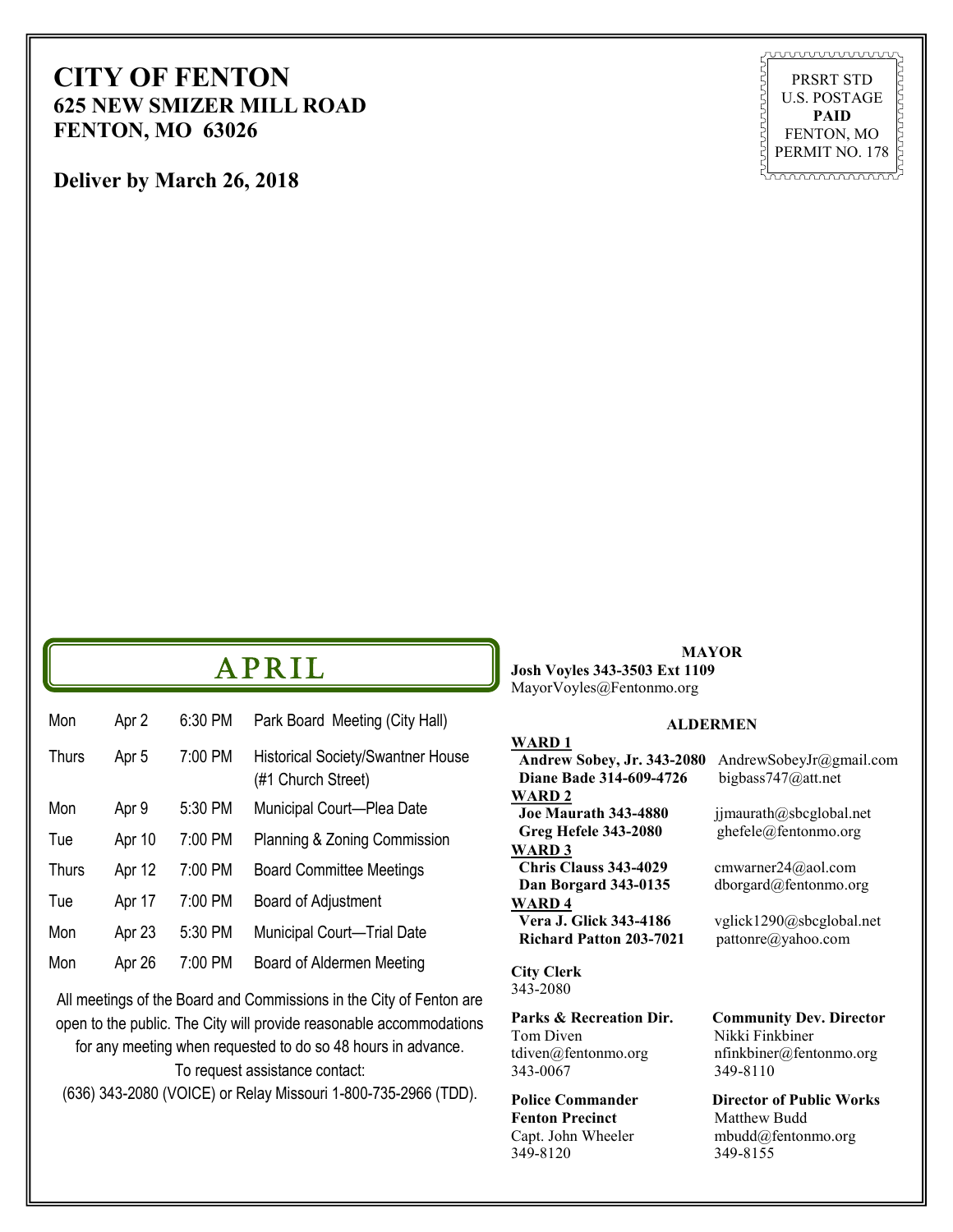# CITY OF FENTON

## 625 NEW SMIZER MILL ROAD

## FENTON, MO 63026

**Deliver by March 26, 2018**

PRSRT STD
U.S. POSTAGE
**PAID**
FENTON, MO
PERMIT NO. 178

## APRIL

| | | | |
|---|---|---|---|
| Mon | Apr 2 | 6:30 PM | Park Board Meeting (City Hall) |
| Thurs | Apr 5 | 7:00 PM | Historical Society/Swantner House (#1 Church Street) |
| Mon | Apr 9 | 5:30 PM | Municipal Court—Plea Date |
| Tue | Apr 10 | 7:00 PM | Planning & Zoning Commission |
| Thurs | Apr 12 | 7:00 PM | Board Committee Meetings |
| Tue | Apr 17 | 7:00 PM | Board of Adjustment |
| Mon | Apr 23 | 5:30 PM | Municipal Court—Trial Date |
| Mon | Apr 26 | 7:00 PM | Board of Aldermen Meeting |

All meetings of the Board and Commissions in the City of Fenton are open to the public. The City will provide reasonable accommodations for any meeting when requested to do so 48 hours in advance. To request assistance contact:
(636) 343-2080 (VOICE) or Relay Missouri 1-800-735-2966 (TDD).

**MAYOR**
**Josh Voyles 343-3503 Ext 1109**
MayorVoyles@Fentonmo.org

**ALDERMEN**

**WARD 1**
**Andrew Sobey, Jr. 343-2080** AndrewSobeyJr@gmail.com
**Diane Bade 314-609-4726** bigbass747@att.net

**WARD 2**
**Joe Maurath 343-4880** jjmaurath@sbcglobal.net
**Greg Hefele 343-2080** ghefele@fentonmo.org

**WARD 3**
**Chris Clauss 343-4029** cmwarner24@aol.com
**Dan Borgard 343-0135** dborgard@fentonmo.org

**WARD 4**
**Vera J. Glick 343-4186** vglick1290@sbcglobal.net
**Richard Patton 203-7021** pattonre@yahoo.com

**City Clerk**
343-2080

**Parks & Recreation Dir.**
Tom Diven
tdiven@fentonmo.org
343-0067

**Community Dev. Director**
Nikki Finkbiner
nfinkbiner@fentonmo.org
349-8110

**Police Commander**
**Fenton Precinct**
Capt. John Wheeler
349-8120

**Director of Public Works**
Matthew Budd
mbudd@fentonmo.org
349-8155